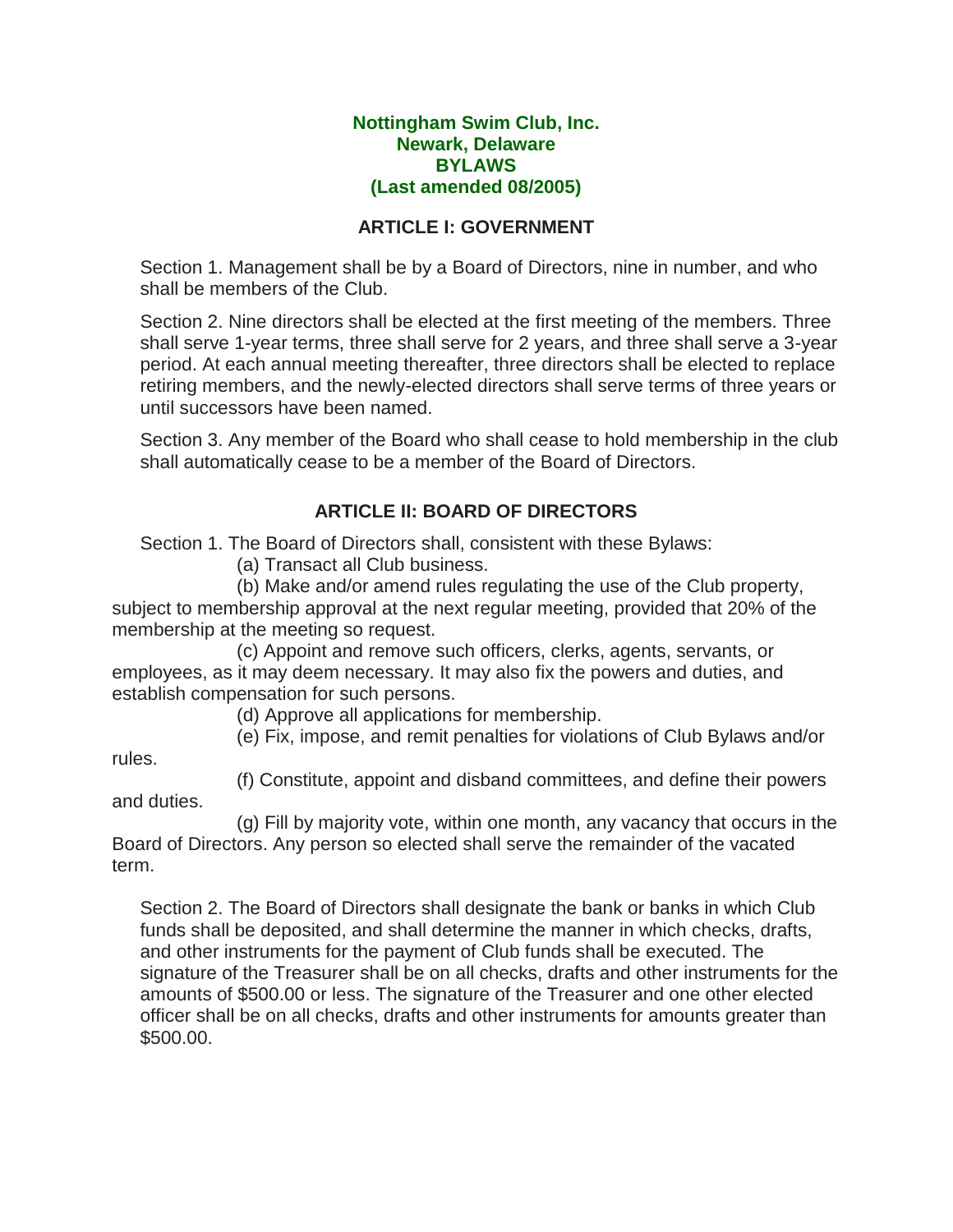# Nottingham Swim Club, Inc.
# Newark, Delaware
# BYLAWS
# (Last amended 08/2005)

## ARTICLE I: GOVERNMENT

Section 1. Management shall be by a Board of Directors, nine in number, and who shall be members of the Club.

Section 2. Nine directors shall be elected at the first meeting of the members. Three shall serve 1-year terms, three shall serve for 2 years, and three shall serve a 3-year period. At each annual meeting thereafter, three directors shall be elected to replace retiring members, and the newly-elected directors shall serve terms of three years or until successors have been named.

Section 3. Any member of the Board who shall cease to hold membership in the club shall automatically cease to be a member of the Board of Directors.

## ARTICLE II: BOARD OF DIRECTORS

Section 1. The Board of Directors shall, consistent with these Bylaws:

(a) Transact all Club business.

(b) Make and/or amend rules regulating the use of the Club property, subject to membership approval at the next regular meeting, provided that 20% of the membership at the meeting so request.

(c) Appoint and remove such officers, clerks, agents, servants, or employees, as it may deem necessary. It may also fix the powers and duties, and establish compensation for such persons.

(d) Approve all applications for membership.

(e) Fix, impose, and remit penalties for violations of Club Bylaws and/or rules.

(f) Constitute, appoint and disband committees, and define their powers and duties.

(g) Fill by majority vote, within one month, any vacancy that occurs in the Board of Directors. Any person so elected shall serve the remainder of the vacated term.

Section 2. The Board of Directors shall designate the bank or banks in which Club funds shall be deposited, and shall determine the manner in which checks, drafts, and other instruments for the payment of Club funds shall be executed. The signature of the Treasurer shall be on all checks, drafts and other instruments for the amounts of $500.00 or less. The signature of the Treasurer and one other elected officer shall be on all checks, drafts and other instruments for amounts greater than $500.00.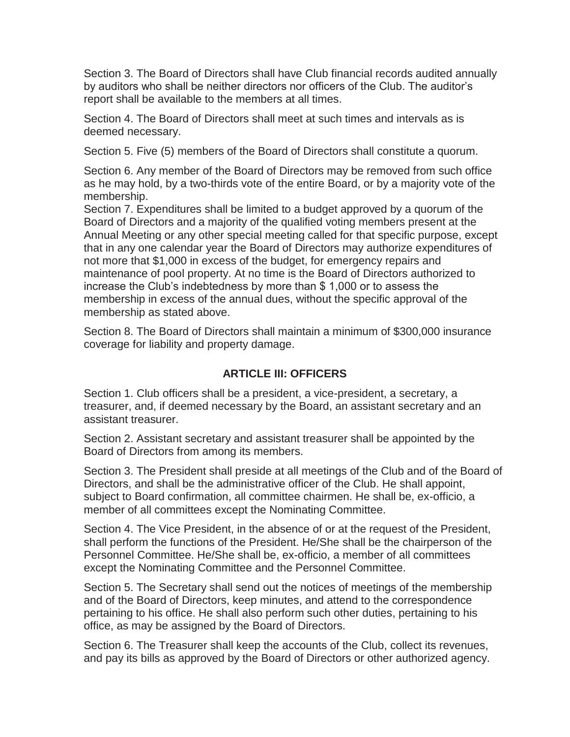Section 3. The Board of Directors shall have Club financial records audited annually by auditors who shall be neither directors nor officers of the Club. The auditor's report shall be available to the members at all times.

Section 4. The Board of Directors shall meet at such times and intervals as is deemed necessary.

Section 5. Five (5) members of the Board of Directors shall constitute a quorum.

Section 6. Any member of the Board of Directors may be removed from such office as he may hold, by a two-thirds vote of the entire Board, or by a majority vote of the membership.

Section 7. Expenditures shall be limited to a budget approved by a quorum of the Board of Directors and a majority of the qualified voting members present at the Annual Meeting or any other special meeting called for that specific purpose, except that in any one calendar year the Board of Directors may authorize expenditures of not more that $1,000 in excess of the budget, for emergency repairs and maintenance of pool property. At no time is the Board of Directors authorized to increase the Club's indebtedness by more than $ 1,000 or to assess the membership in excess of the annual dues, without the specific approval of the membership as stated above.

Section 8. The Board of Directors shall maintain a minimum of $300,000 insurance coverage for liability and property damage.

## ARTICLE III: OFFICERS

Section 1. Club officers shall be a president, a vice-president, a secretary, a treasurer, and, if deemed necessary by the Board, an assistant secretary and an assistant treasurer.

Section 2. Assistant secretary and assistant treasurer shall be appointed by the Board of Directors from among its members.

Section 3. The President shall preside at all meetings of the Club and of the Board of Directors, and shall be the administrative officer of the Club. He shall appoint, subject to Board confirmation, all committee chairmen. He shall be, ex-officio, a member of all committees except the Nominating Committee.

Section 4. The Vice President, in the absence of or at the request of the President, shall perform the functions of the President. He/She shall be the chairperson of the Personnel Committee. He/She shall be, ex-officio, a member of all committees except the Nominating Committee and the Personnel Committee.

Section 5. The Secretary shall send out the notices of meetings of the membership and of the Board of Directors, keep minutes, and attend to the correspondence pertaining to his office. He shall also perform such other duties, pertaining to his office, as may be assigned by the Board of Directors.

Section 6. The Treasurer shall keep the accounts of the Club, collect its revenues, and pay its bills as approved by the Board of Directors or other authorized agency.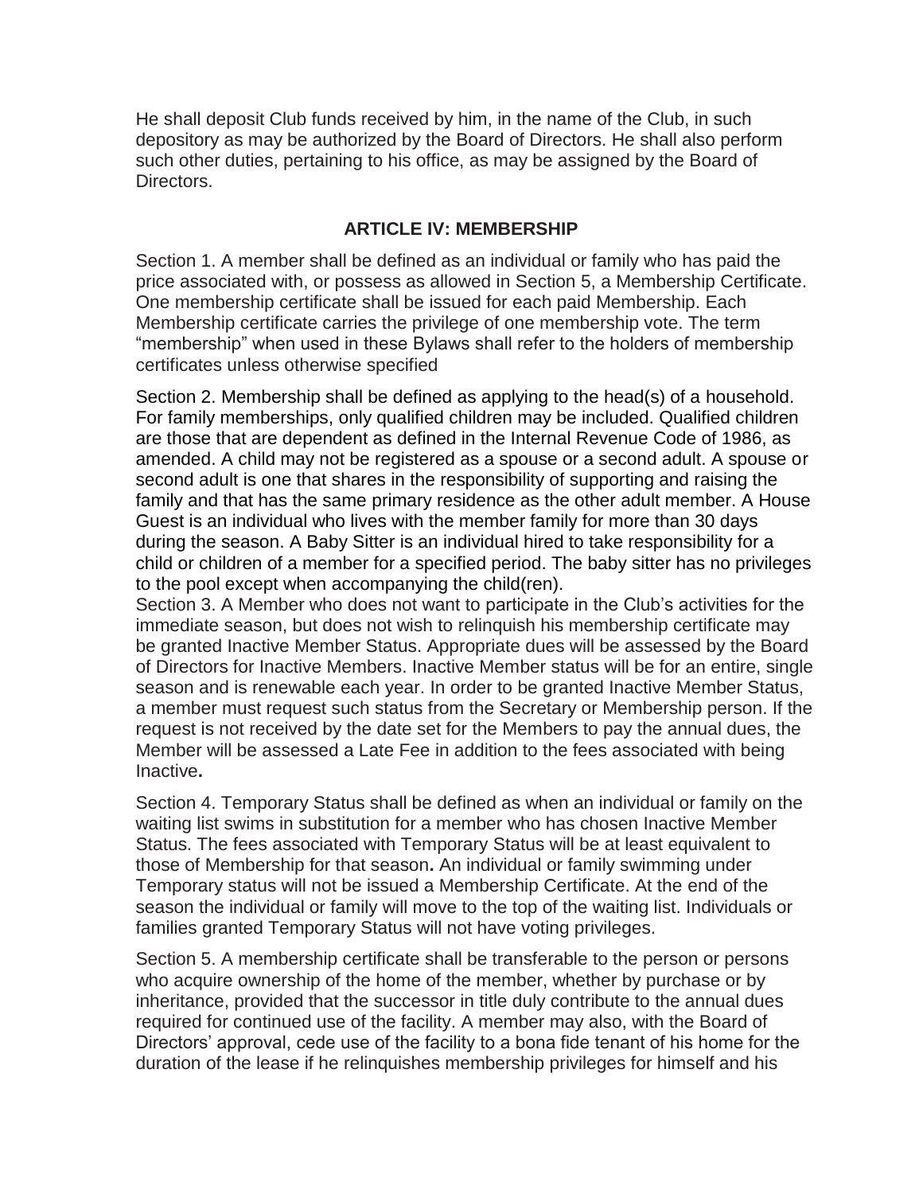He shall deposit Club funds received by him, in the name of the Club, in such depository as may be authorized by the Board of Directors. He shall also perform such other duties, pertaining to his office, as may be assigned by the Board of Directors.

## ARTICLE IV: MEMBERSHIP

Section 1. A member shall be defined as an individual or family who has paid the price associated with, or possess as allowed in Section 5, a Membership Certificate. One membership certificate shall be issued for each paid Membership. Each Membership certificate carries the privilege of one membership vote. The term "membership" when used in these Bylaws shall refer to the holders of membership certificates unless otherwise specified

Section 2. Membership shall be defined as applying to the head(s) of a household. For family memberships, only qualified children may be included. Qualified children are those that are dependent as defined in the Internal Revenue Code of 1986, as amended. A child may not be registered as a spouse or a second adult. A spouse or second adult is one that shares in the responsibility of supporting and raising the family and that has the same primary residence as the other adult member. A House Guest is an individual who lives with the member family for more than 30 days during the season. A Baby Sitter is an individual hired to take responsibility for a child or children of a member for a specified period. The baby sitter has no privileges to the pool except when accompanying the child(ren).

Section 3. A Member who does not want to participate in the Club's activities for the immediate season, but does not wish to relinquish his membership certificate may be granted Inactive Member Status. Appropriate dues will be assessed by the Board of Directors for Inactive Members. Inactive Member status will be for an entire, single season and is renewable each year. In order to be granted Inactive Member Status, a member must request such status from the Secretary or Membership person. If the request is not received by the date set for the Members to pay the annual dues, the Member will be assessed a Late Fee in addition to the fees associated with being Inactive**.**

Section 4. Temporary Status shall be defined as when an individual or family on the waiting list swims in substitution for a member who has chosen Inactive Member Status. The fees associated with Temporary Status will be at least equivalent to those of Membership for that season**.** An individual or family swimming under Temporary status will not be issued a Membership Certificate. At the end of the season the individual or family will move to the top of the waiting list. Individuals or families granted Temporary Status will not have voting privileges.

Section 5. A membership certificate shall be transferable to the person or persons who acquire ownership of the home of the member, whether by purchase or by inheritance, provided that the successor in title duly contribute to the annual dues required for continued use of the facility. A member may also, with the Board of Directors' approval, cede use of the facility to a bona fide tenant of his home for the duration of the lease if he relinquishes membership privileges for himself and his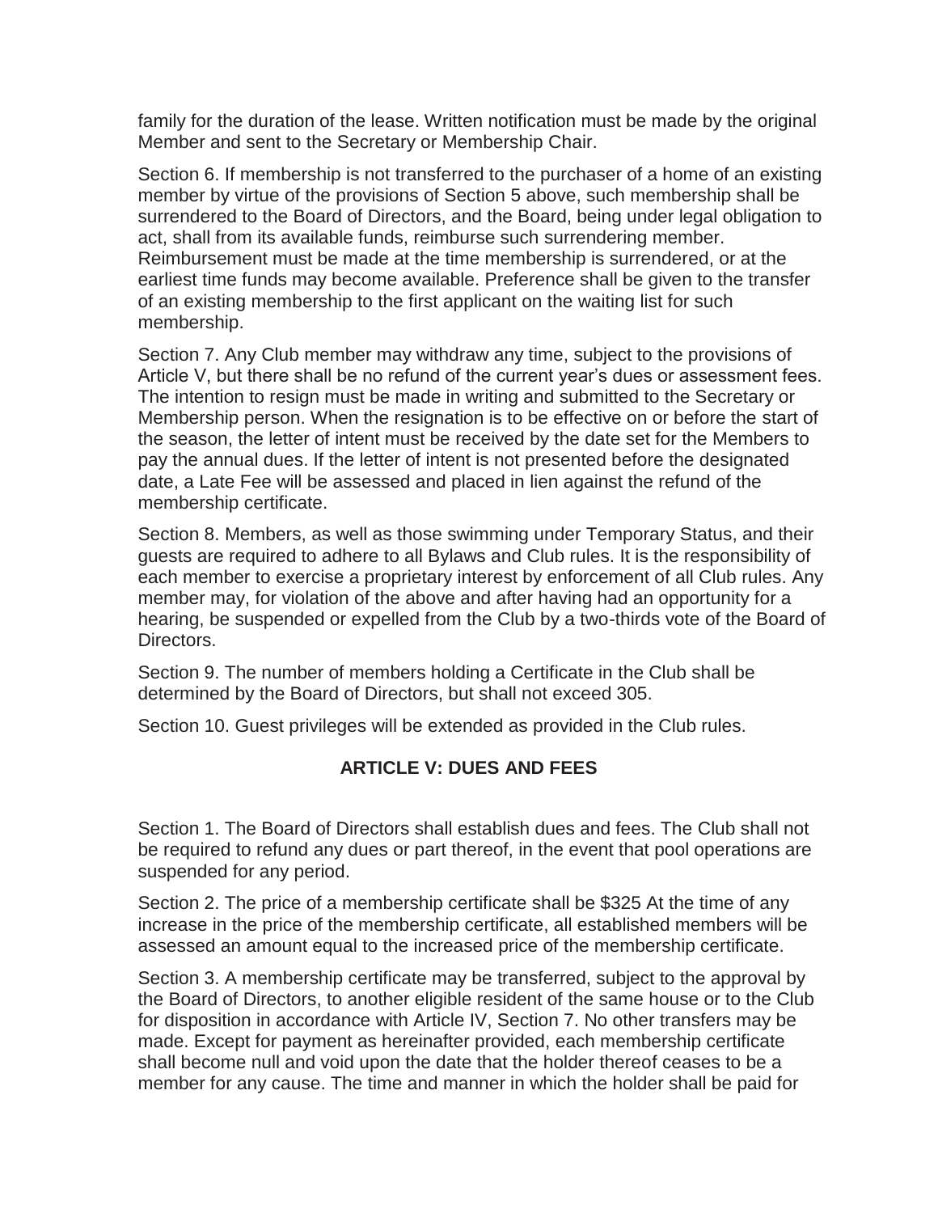family for the duration of the lease. Written notification must be made by the original Member and sent to the Secretary or Membership Chair.

Section 6. If membership is not transferred to the purchaser of a home of an existing member by virtue of the provisions of Section 5 above, such membership shall be surrendered to the Board of Directors, and the Board, being under legal obligation to act, shall from its available funds, reimburse such surrendering member. Reimbursement must be made at the time membership is surrendered, or at the earliest time funds may become available. Preference shall be given to the transfer of an existing membership to the first applicant on the waiting list for such membership.

Section 7. Any Club member may withdraw any time, subject to the provisions of Article V, but there shall be no refund of the current year's dues or assessment fees. The intention to resign must be made in writing and submitted to the Secretary or Membership person. When the resignation is to be effective on or before the start of the season, the letter of intent must be received by the date set for the Members to pay the annual dues. If the letter of intent is not presented before the designated date, a Late Fee will be assessed and placed in lien against the refund of the membership certificate.

Section 8. Members, as well as those swimming under Temporary Status, and their guests are required to adhere to all Bylaws and Club rules. It is the responsibility of each member to exercise a proprietary interest by enforcement of all Club rules. Any member may, for violation of the above and after having had an opportunity for a hearing, be suspended or expelled from the Club by a two-thirds vote of the Board of Directors.

Section 9. The number of members holding a Certificate in the Club shall be determined by the Board of Directors, but shall not exceed 305.

Section 10. Guest privileges will be extended as provided in the Club rules.

## ARTICLE V: DUES AND FEES

Section 1. The Board of Directors shall establish dues and fees. The Club shall not be required to refund any dues or part thereof, in the event that pool operations are suspended for any period.

Section 2. The price of a membership certificate shall be $325 At the time of any increase in the price of the membership certificate, all established members will be assessed an amount equal to the increased price of the membership certificate.

Section 3. A membership certificate may be transferred, subject to the approval by the Board of Directors, to another eligible resident of the same house or to the Club for disposition in accordance with Article IV, Section 7. No other transfers may be made. Except for payment as hereinafter provided, each membership certificate shall become null and void upon the date that the holder thereof ceases to be a member for any cause. The time and manner in which the holder shall be paid for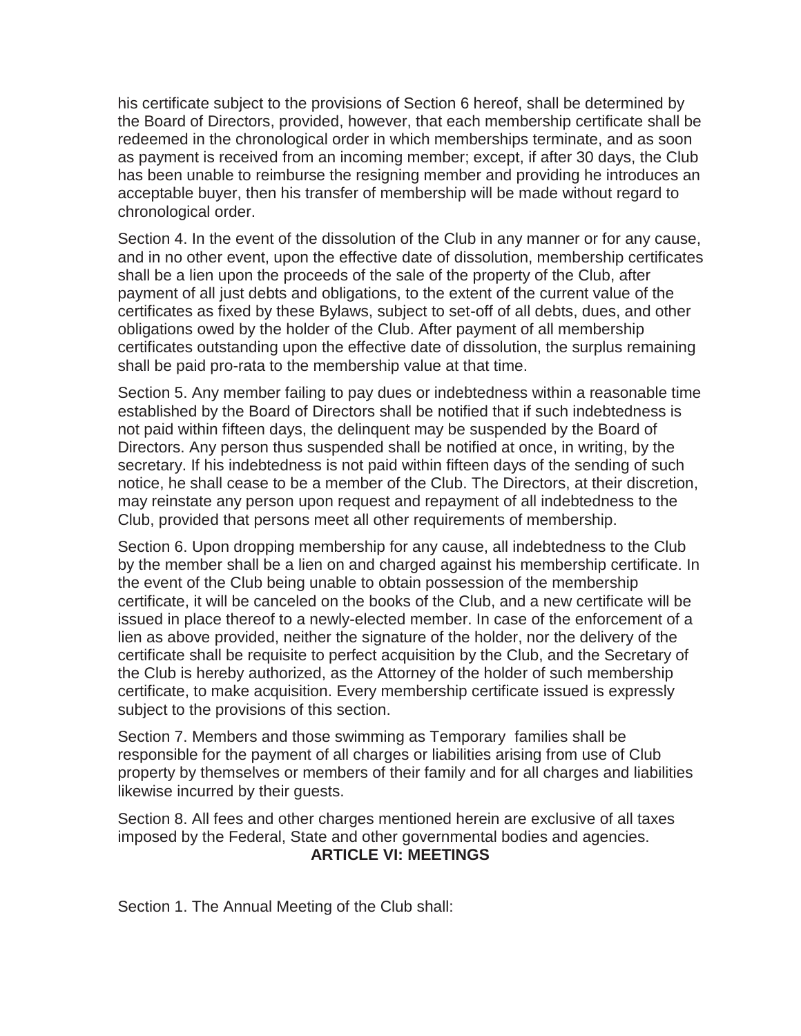his certificate subject to the provisions of Section 6 hereof, shall be determined by the Board of Directors, provided, however, that each membership certificate shall be redeemed in the chronological order in which memberships terminate, and as soon as payment is received from an incoming member; except, if after 30 days, the Club has been unable to reimburse the resigning member and providing he introduces an acceptable buyer, then his transfer of membership will be made without regard to chronological order.

Section 4. In the event of the dissolution of the Club in any manner or for any cause, and in no other event, upon the effective date of dissolution, membership certificates shall be a lien upon the proceeds of the sale of the property of the Club, after payment of all just debts and obligations, to the extent of the current value of the certificates as fixed by these Bylaws, subject to set-off of all debts, dues, and other obligations owed by the holder of the Club. After payment of all membership certificates outstanding upon the effective date of dissolution, the surplus remaining shall be paid pro-rata to the membership value at that time.

Section 5. Any member failing to pay dues or indebtedness within a reasonable time established by the Board of Directors shall be notified that if such indebtedness is not paid within fifteen days, the delinquent may be suspended by the Board of Directors. Any person thus suspended shall be notified at once, in writing, by the secretary. If his indebtedness is not paid within fifteen days of the sending of such notice, he shall cease to be a member of the Club. The Directors, at their discretion, may reinstate any person upon request and repayment of all indebtedness to the Club, provided that persons meet all other requirements of membership.

Section 6. Upon dropping membership for any cause, all indebtedness to the Club by the member shall be a lien on and charged against his membership certificate. In the event of the Club being unable to obtain possession of the membership certificate, it will be canceled on the books of the Club, and a new certificate will be issued in place thereof to a newly-elected member. In case of the enforcement of a lien as above provided, neither the signature of the holder, nor the delivery of the certificate shall be requisite to perfect acquisition by the Club, and the Secretary of the Club is hereby authorized, as the Attorney of the holder of such membership certificate, to make acquisition. Every membership certificate issued is expressly subject to the provisions of this section.

Section 7. Members and those swimming as Temporary families shall be responsible for the payment of all charges or liabilities arising from use of Club property by themselves or members of their family and for all charges and liabilities likewise incurred by their guests.

Section 8. All fees and other charges mentioned herein are exclusive of all taxes imposed by the Federal, State and other governmental bodies and agencies.

## ARTICLE VI: MEETINGS

Section 1. The Annual Meeting of the Club shall: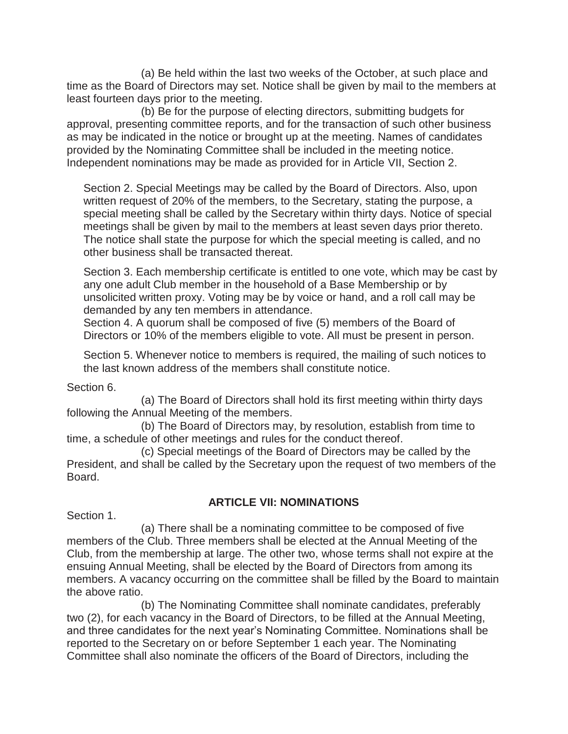(a) Be held within the last two weeks of the October, at such place and time as the Board of Directors may set. Notice shall be given by mail to the members at least fourteen days prior to the meeting.

(b) Be for the purpose of electing directors, submitting budgets for approval, presenting committee reports, and for the transaction of such other business as may be indicated in the notice or brought up at the meeting. Names of candidates provided by the Nominating Committee shall be included in the meeting notice. Independent nominations may be made as provided for in Article VII, Section 2.

Section 2. Special Meetings may be called by the Board of Directors. Also, upon written request of 20% of the members, to the Secretary, stating the purpose, a special meeting shall be called by the Secretary within thirty days. Notice of special meetings shall be given by mail to the members at least seven days prior thereto. The notice shall state the purpose for which the special meeting is called, and no other business shall be transacted thereat.

Section 3. Each membership certificate is entitled to one vote, which may be cast by any one adult Club member in the household of a Base Membership or by unsolicited written proxy. Voting may be by voice or hand, and a roll call may be demanded by any ten members in attendance.

Section 4. A quorum shall be composed of five (5) members of the Board of Directors or 10% of the members eligible to vote. All must be present in person.

Section 5. Whenever notice to members is required, the mailing of such notices to the last known address of the members shall constitute notice.

Section 6.

(a) The Board of Directors shall hold its first meeting within thirty days following the Annual Meeting of the members.

(b) The Board of Directors may, by resolution, establish from time to time, a schedule of other meetings and rules for the conduct thereof.

(c) Special meetings of the Board of Directors may be called by the President, and shall be called by the Secretary upon the request of two members of the Board.

## ARTICLE VII: NOMINATIONS

Section 1.

(a) There shall be a nominating committee to be composed of five members of the Club. Three members shall be elected at the Annual Meeting of the Club, from the membership at large. The other two, whose terms shall not expire at the ensuing Annual Meeting, shall be elected by the Board of Directors from among its members. A vacancy occurring on the committee shall be filled by the Board to maintain the above ratio.

(b) The Nominating Committee shall nominate candidates, preferably two (2), for each vacancy in the Board of Directors, to be filled at the Annual Meeting, and three candidates for the next year's Nominating Committee. Nominations shall be reported to the Secretary on or before September 1 each year. The Nominating Committee shall also nominate the officers of the Board of Directors, including the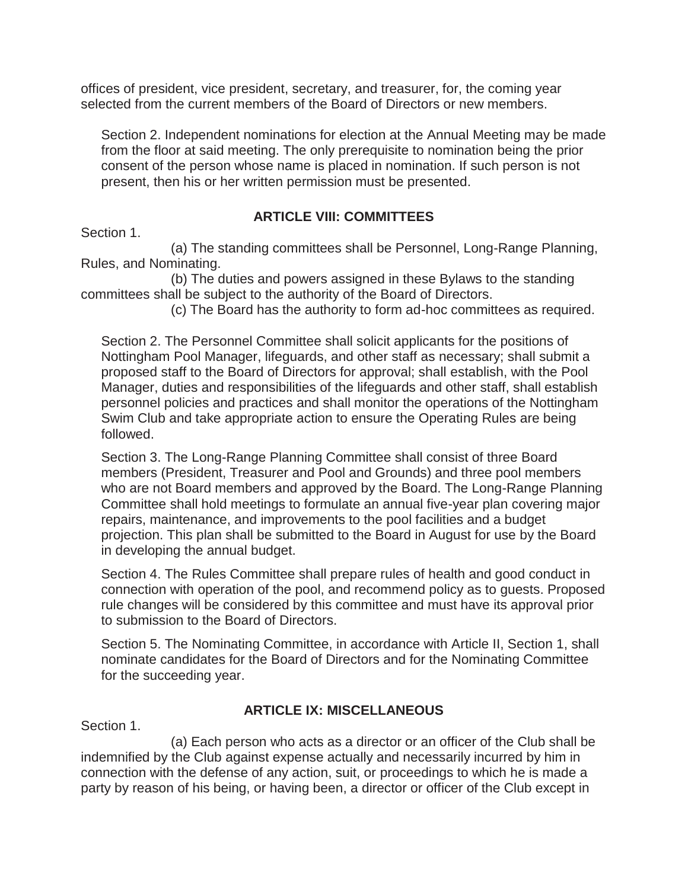offices of president, vice president, secretary, and treasurer, for, the coming year selected from the current members of the Board of Directors or new members.

Section 2. Independent nominations for election at the Annual Meeting may be made from the floor at said meeting. The only prerequisite to nomination being the prior consent of the person whose name is placed in nomination. If such person is not present, then his or her written permission must be presented.

## ARTICLE VIII: COMMITTEES

Section 1.

(a) The standing committees shall be Personnel, Long-Range Planning, Rules, and Nominating.

(b) The duties and powers assigned in these Bylaws to the standing committees shall be subject to the authority of the Board of Directors.

(c) The Board has the authority to form ad-hoc committees as required.

Section 2. The Personnel Committee shall solicit applicants for the positions of Nottingham Pool Manager, lifeguards, and other staff as necessary; shall submit a proposed staff to the Board of Directors for approval; shall establish, with the Pool Manager, duties and responsibilities of the lifeguards and other staff, shall establish personnel policies and practices and shall monitor the operations of the Nottingham Swim Club and take appropriate action to ensure the Operating Rules are being followed.

Section 3. The Long-Range Planning Committee shall consist of three Board members (President, Treasurer and Pool and Grounds) and three pool members who are not Board members and approved by the Board. The Long-Range Planning Committee shall hold meetings to formulate an annual five-year plan covering major repairs, maintenance, and improvements to the pool facilities and a budget projection. This plan shall be submitted to the Board in August for use by the Board in developing the annual budget.

Section 4. The Rules Committee shall prepare rules of health and good conduct in connection with operation of the pool, and recommend policy as to guests. Proposed rule changes will be considered by this committee and must have its approval prior to submission to the Board of Directors.

Section 5. The Nominating Committee, in accordance with Article II, Section 1, shall nominate candidates for the Board of Directors and for the Nominating Committee for the succeeding year.

## ARTICLE IX: MISCELLANEOUS

Section 1.

(a) Each person who acts as a director or an officer of the Club shall be indemnified by the Club against expense actually and necessarily incurred by him in connection with the defense of any action, suit, or proceedings to which he is made a party by reason of his being, or having been, a director or officer of the Club except in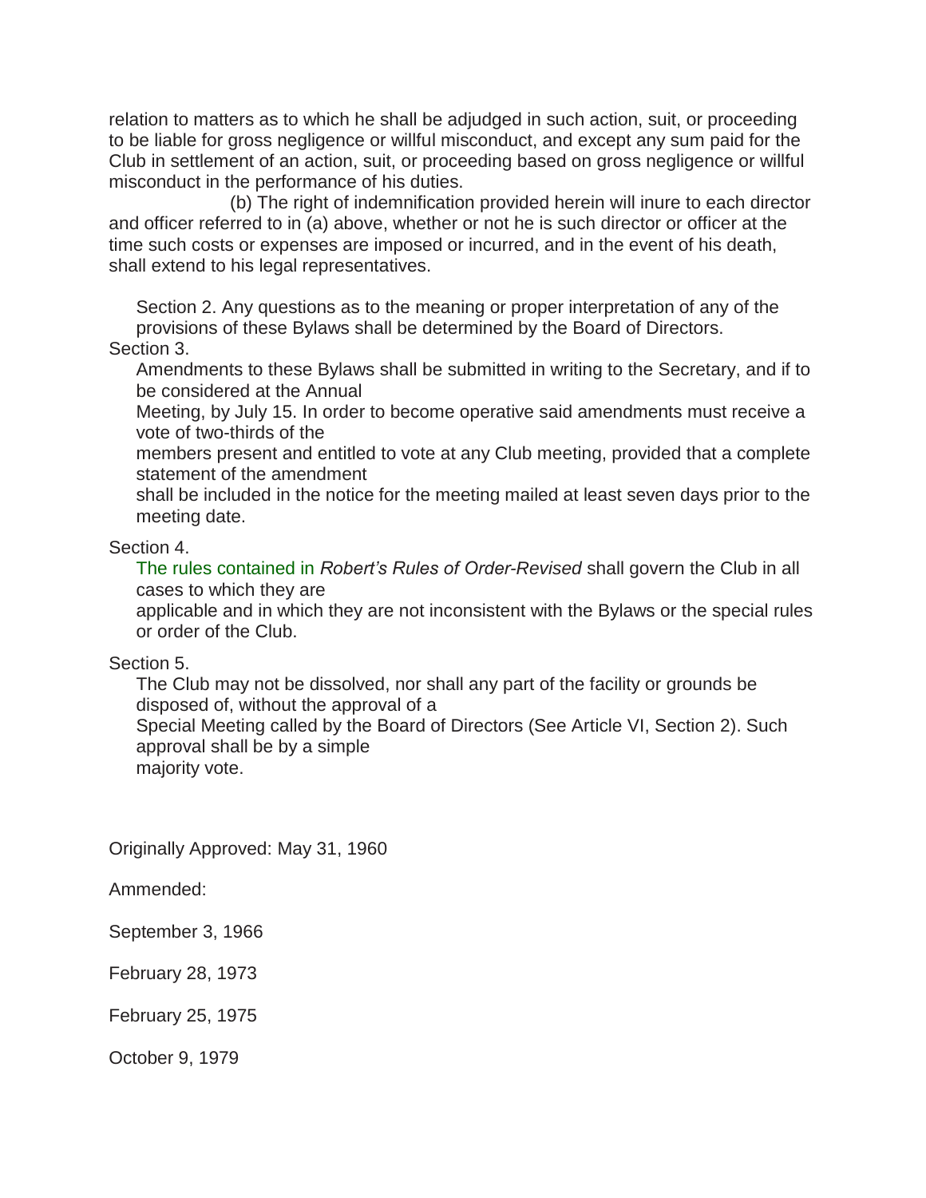relation to matters as to which he shall be adjudged in such action, suit, or proceeding to be liable for gross negligence or willful misconduct, and except any sum paid for the Club in settlement of an action, suit, or proceeding based on gross negligence or willful misconduct in the performance of his duties.

(b) The right of indemnification provided herein will inure to each director and officer referred to in (a) above, whether or not he is such director or officer at the time such costs or expenses are imposed or incurred, and in the event of his death, shall extend to his legal representatives.

Section 2. Any questions as to the meaning or proper interpretation of any of the provisions of these Bylaws shall be determined by the Board of Directors.

Section 3.

Amendments to these Bylaws shall be submitted in writing to the Secretary, and if to be considered at the Annual Meeting, by July 15. In order to become operative said amendments must receive a vote of two-thirds of the members present and entitled to vote at any Club meeting, provided that a complete statement of the amendment shall be included in the notice for the meeting mailed at least seven days prior to the meeting date.

Section 4.

The rules contained in *Robert's Rules of Order-Revised* shall govern the Club in all cases to which they are applicable and in which they are not inconsistent with the Bylaws or the special rules or order of the Club.

Section 5.

The Club may not be dissolved, nor shall any part of the facility or grounds be disposed of, without the approval of a Special Meeting called by the Board of Directors (See Article VI, Section 2). Such approval shall be by a simple majority vote.

Originally Approved: May 31, 1960

Ammended:

September 3, 1966

February 28, 1973

February 25, 1975

October 9, 1979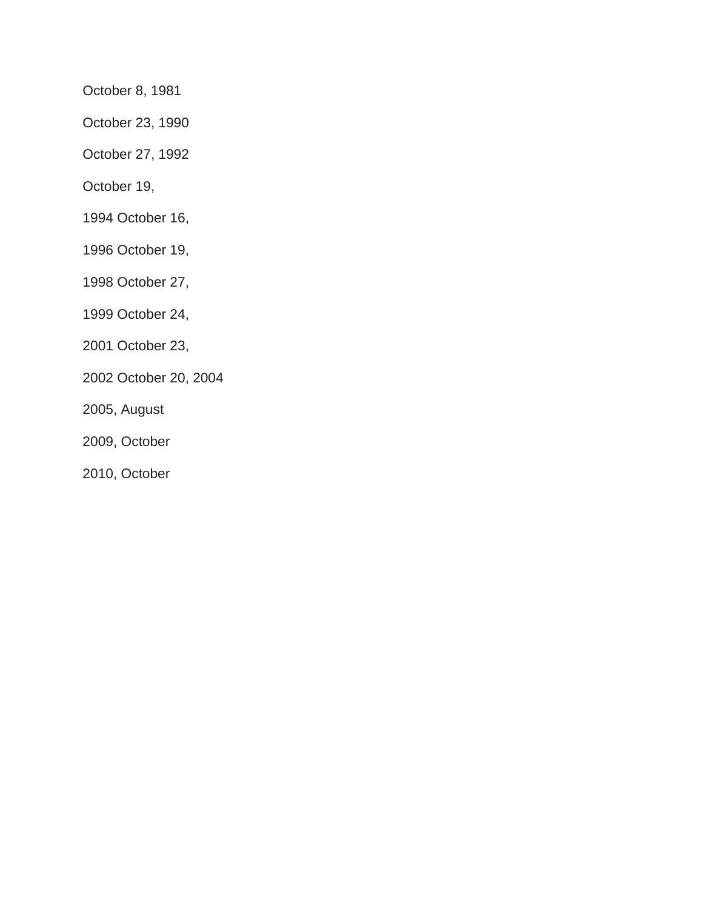October 8, 1981

October 23, 1990

October 27, 1992

October 19,

1994 October 16,

1996 October 19,

1998 October 27,

1999 October 24,

2001 October 23,

2002 October 20, 2004

2005, August

2009, October

2010, October